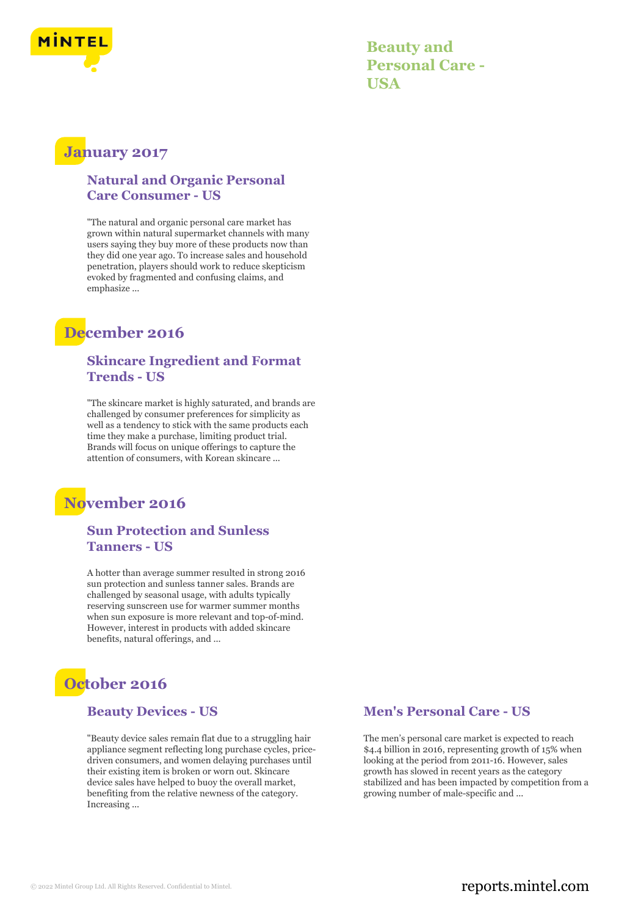# Beauty and Personal Care - USA

## January 2017

### Natural and Organic Personal Care Consumer - US

"The natural and organic personal care market has grown within natural supermarket channels with many users saying they buy more of these products now than they did one year ago. To increase sales and household penetration, players should work to reduce skepticism evoked by fragmented and confusing claims, and emphasize ...

## December 2016

### Skincare Ingredient and Format Trends - US

"The skincare market is highly saturated, and brands are challenged by consumer preferences for simplicity as well as a tendency to stick with the same products each time they make a purchase, limiting product trial. Brands will focus on unique offerings to capture the attention of consumers, with Korean skincare ...

## November 2016

### Sun Protection and Sunless Tanners - US

A hotter than average summer resulted in strong 2016 sun protection and sunless tanner sales. Brands are challenged by seasonal usage, with adults typically reserving sunscreen use for warmer summer months when sun exposure is more relevant and top-of-mind. However, interest in products with added skincare benefits, natural offerings, and ...

## October 2016

### Beauty Devices - US

"Beauty device sales remain flat due to a struggling hair appliance segment reflecting long purchase cycles, price-driven consumers, and women delaying purchases until their existing item is broken or worn out. Skincare device sales have helped to buoy the overall market, benefiting from the relative newness of the category. Increasing ...

### Men's Personal Care - US

The men's personal care market is expected to reach $4.4 billion in 2016, representing growth of 15% when looking at the period from 2011-16. However, sales growth has slowed in recent years as the category stabilized and has been impacted by competition from a growing number of male-specific and ...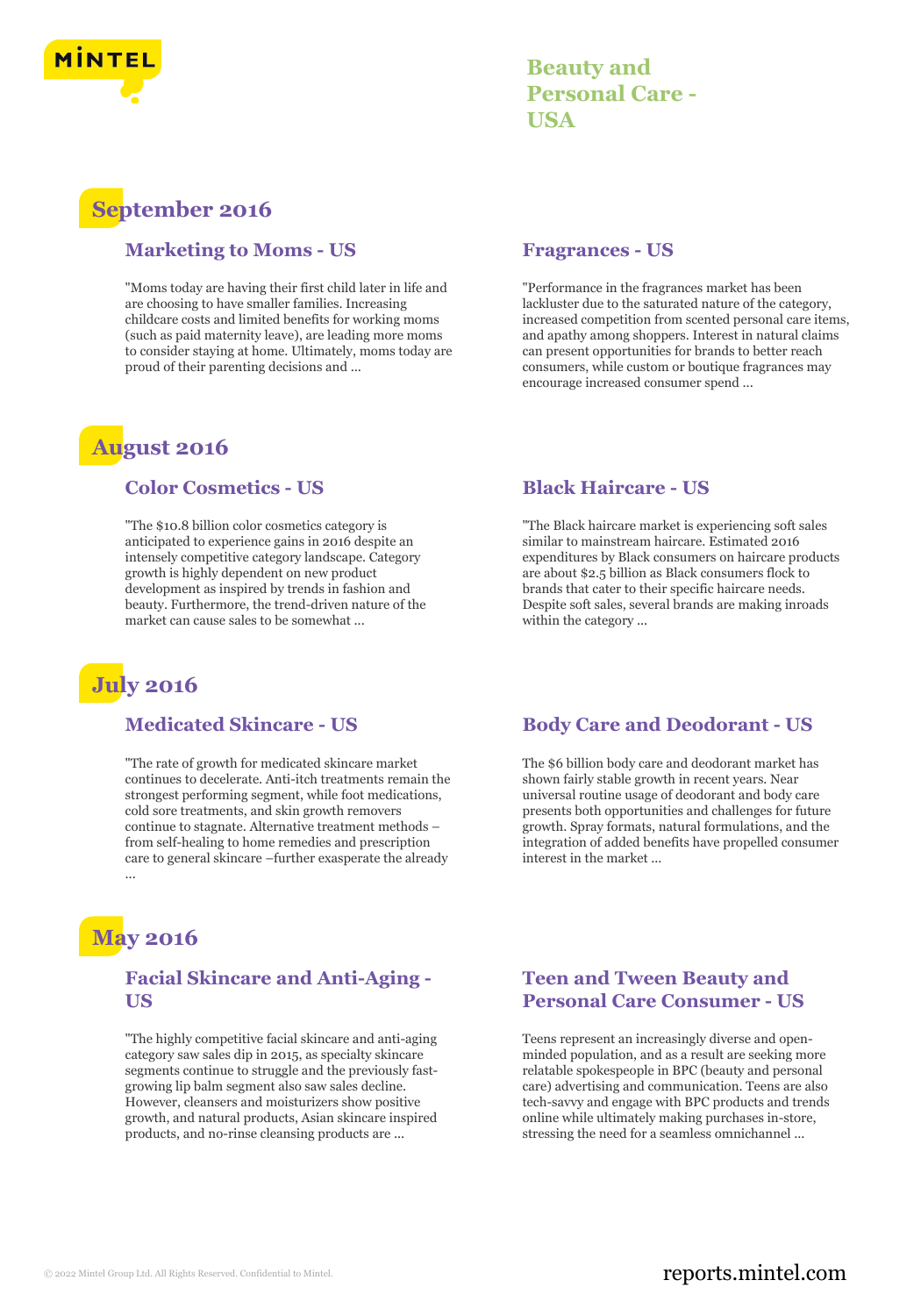# Beauty and Personal Care - USA

## September 2016

### Marketing to Moms - US

"Moms today are having their first child later in life and are choosing to have smaller families. Increasing childcare costs and limited benefits for working moms (such as paid maternity leave), are leading more moms to consider staying at home. Ultimately, moms today are proud of their parenting decisions and ...

### Fragrances - US

"Performance in the fragrances market has been lackluster due to the saturated nature of the category, increased competition from scented personal care items, and apathy among shoppers. Interest in natural claims can present opportunities for brands to better reach consumers, while custom or boutique fragrances may encourage increased consumer spend ...

## August 2016

### Color Cosmetics - US

"The $10.8 billion color cosmetics category is anticipated to experience gains in 2016 despite an intensely competitive category landscape. Category growth is highly dependent on new product development as inspired by trends in fashion and beauty. Furthermore, the trend-driven nature of the market can cause sales to be somewhat ...

### Black Haircare - US

"The Black haircare market is experiencing soft sales similar to mainstream haircare. Estimated 2016 expenditures by Black consumers on haircare products are about $2.5 billion as Black consumers flock to brands that cater to their specific haircare needs. Despite soft sales, several brands are making inroads within the category ...

## July 2016

### Medicated Skincare - US

"The rate of growth for medicated skincare market continues to decelerate. Anti-itch treatments remain the strongest performing segment, while foot medications, cold sore treatments, and skin growth removers continue to stagnate. Alternative treatment methods – from self-healing to home remedies and prescription care to general skincare –further exasperate the already ...

### Body Care and Deodorant - US

The $6 billion body care and deodorant market has shown fairly stable growth in recent years. Near universal routine usage of deodorant and body care presents both opportunities and challenges for future growth. Spray formats, natural formulations, and the integration of added benefits have propelled consumer interest in the market ...

## May 2016

### Facial Skincare and Anti-Aging - US

"The highly competitive facial skincare and anti-aging category saw sales dip in 2015, as specialty skincare segments continue to struggle and the previously fast-growing lip balm segment also saw sales decline. However, cleansers and moisturizers show positive growth, and natural products, Asian skincare inspired products, and no-rinse cleansing products are ...

### Teen and Tween Beauty and Personal Care Consumer - US

Teens represent an increasingly diverse and open-minded population, and as a result are seeking more relatable spokespeople in BPC (beauty and personal care) advertising and communication. Teens are also tech-savvy and engage with BPC products and trends online while ultimately making purchases in-store, stressing the need for a seamless omnichannel ...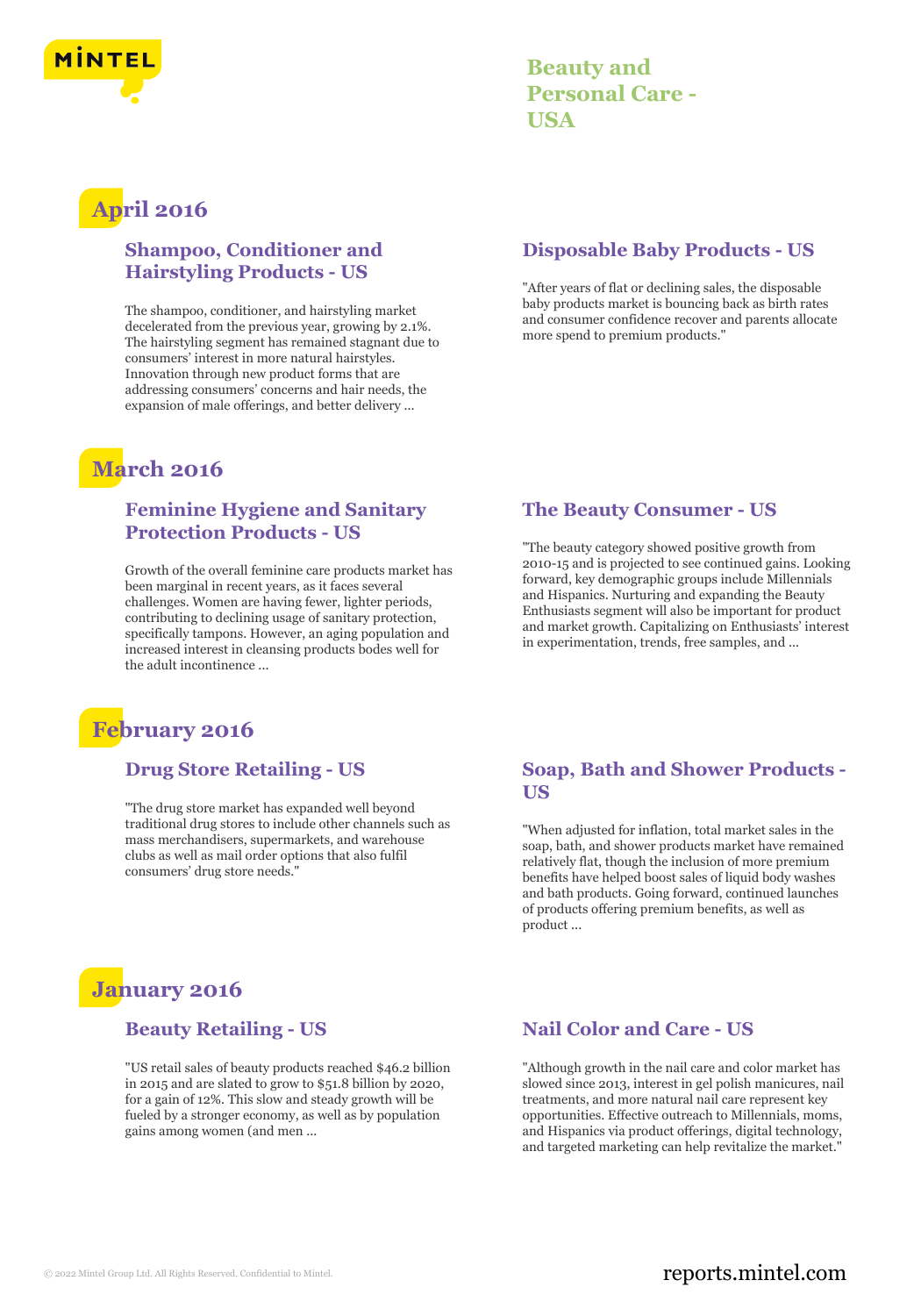# Beauty and Personal Care - USA

## April 2016

### Shampoo, Conditioner and Hairstyling Products - US

The shampoo, conditioner, and hairstyling market decelerated from the previous year, growing by 2.1%. The hairstyling segment has remained stagnant due to consumers' interest in more natural hairstyles. Innovation through new product forms that are addressing consumers' concerns and hair needs, the expansion of male offerings, and better delivery ...

### Disposable Baby Products - US

"After years of flat or declining sales, the disposable baby products market is bouncing back as birth rates and consumer confidence recover and parents allocate more spend to premium products."

## March 2016

### Feminine Hygiene and Sanitary Protection Products - US

Growth of the overall feminine care products market has been marginal in recent years, as it faces several challenges. Women are having fewer, lighter periods, contributing to declining usage of sanitary protection, specifically tampons. However, an aging population and increased interest in cleansing products bodes well for the adult incontinence ...

### The Beauty Consumer - US

"The beauty category showed positive growth from 2010-15 and is projected to see continued gains. Looking forward, key demographic groups include Millennials and Hispanics. Nurturing and expanding the Beauty Enthusiasts segment will also be important for product and market growth. Capitalizing on Enthusiasts' interest in experimentation, trends, free samples, and ...

## February 2016

### Drug Store Retailing - US

"The drug store market has expanded well beyond traditional drug stores to include other channels such as mass merchandisers, supermarkets, and warehouse clubs as well as mail order options that also fulfil consumers' drug store needs."

### Soap, Bath and Shower Products - US

"When adjusted for inflation, total market sales in the soap, bath, and shower products market have remained relatively flat, though the inclusion of more premium benefits have helped boost sales of liquid body washes and bath products. Going forward, continued launches of products offering premium benefits, as well as product ...

## January 2016

### Beauty Retailing - US

"US retail sales of beauty products reached $46.2 billion in 2015 and are slated to grow to $51.8 billion by 2020, for a gain of 12%. This slow and steady growth will be fueled by a stronger economy, as well as by population gains among women (and men ...

### Nail Color and Care - US

"Although growth in the nail care and color market has slowed since 2013, interest in gel polish manicures, nail treatments, and more natural nail care represent key opportunities. Effective outreach to Millennials, moms, and Hispanics via product offerings, digital technology, and targeted marketing can help revitalize the market."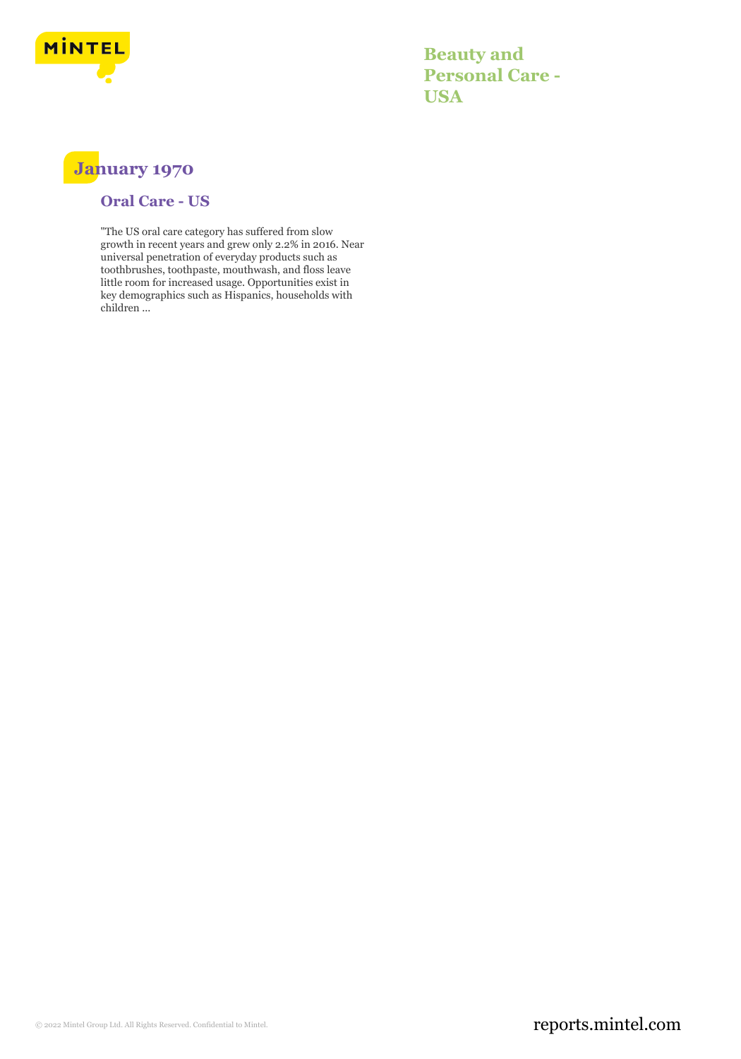# Beauty and Personal Care - USA

## January 1970

### Oral Care - US

"The US oral care category has suffered from slow growth in recent years and grew only 2.2% in 2016. Near universal penetration of everyday products such as toothbrushes, toothpaste, mouthwash, and floss leave little room for increased usage. Opportunities exist in key demographics such as Hispanics, households with children ...